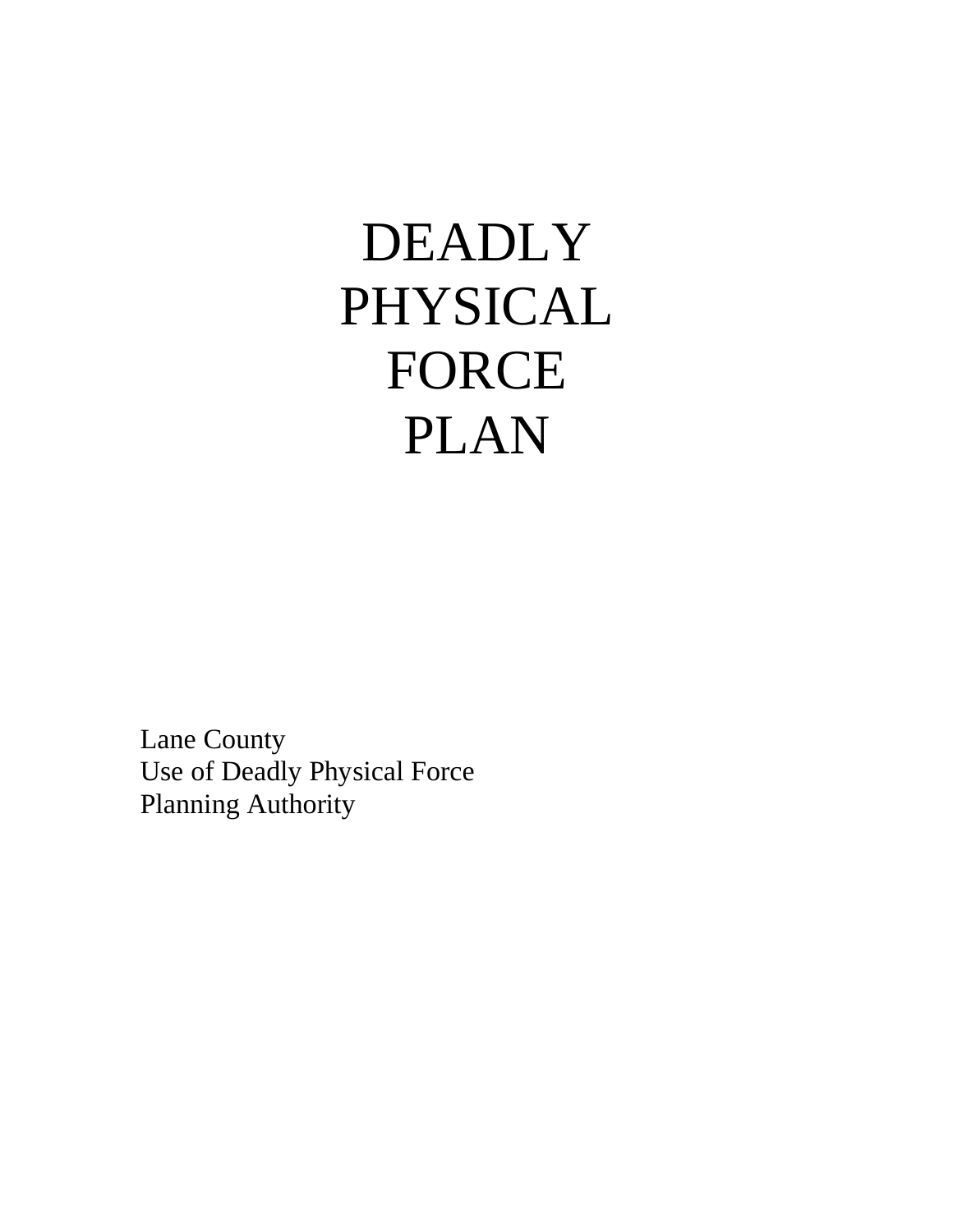# DEADLY PHYSICAL FORCE PLAN

Lane County
Use of Deadly Physical Force
Planning Authority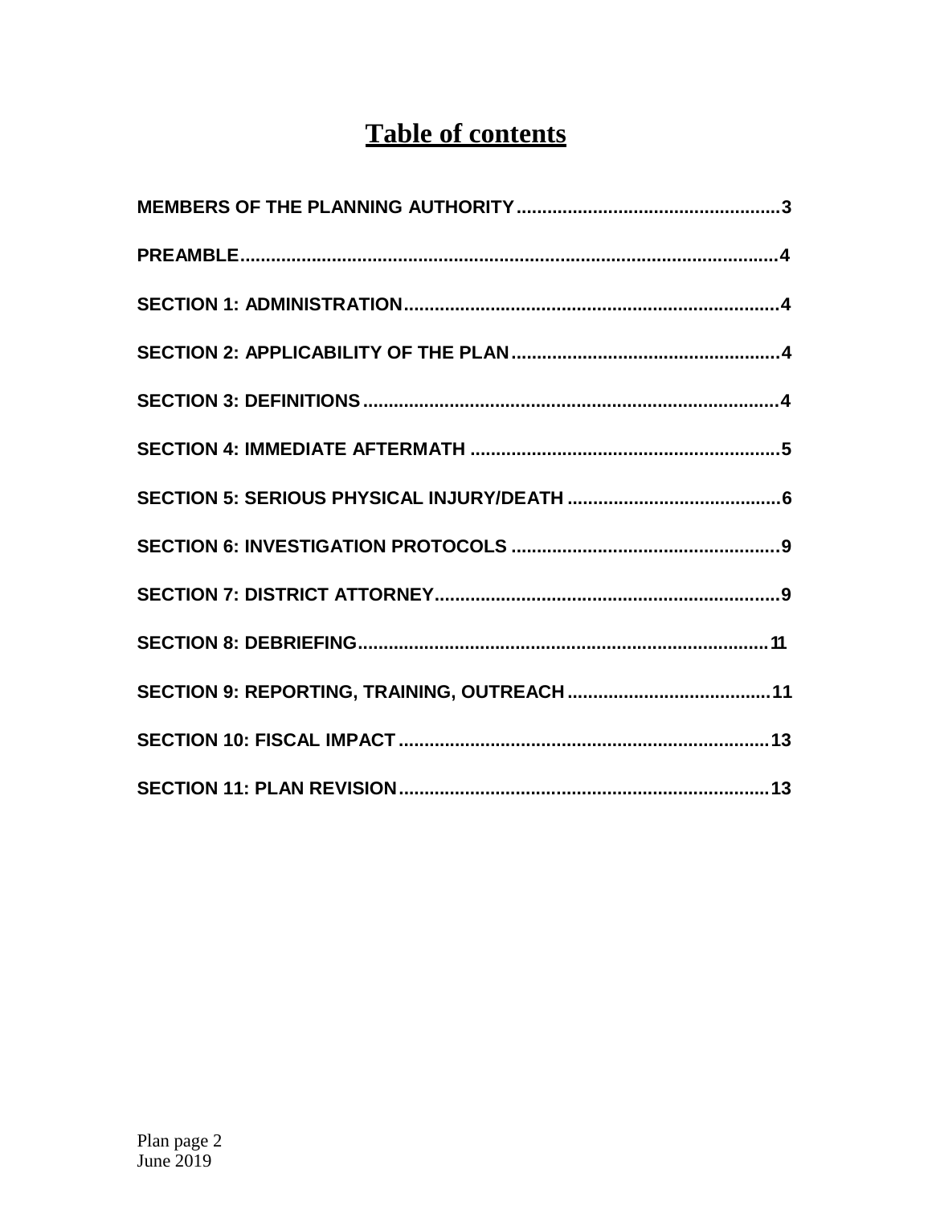# Table of contents

MEMBERS OF THE PLANNING AUTHORITY....................................................3

PREAMBLE..........................................................................................................4

SECTION 1: ADMINISTRATION..........................................................................4

SECTION 2: APPLICABILITY OF THE PLAN.....................................................4

SECTION 3: DEFINITIONS..................................................................................4

SECTION 4: IMMEDIATE AFTERMATH .............................................................5

SECTION 5: SERIOUS PHYSICAL INJURY/DEATH ..........................................6

SECTION 6: INVESTIGATION PROTOCOLS .....................................................9

SECTION 7: DISTRICT ATTORNEY....................................................................9

SECTION 8: DEBRIEFING.................................................................................11

SECTION 9: REPORTING, TRAINING, OUTREACH ........................................11

SECTION 10: FISCAL IMPACT .........................................................................13

SECTION 11: PLAN REVISION.........................................................................13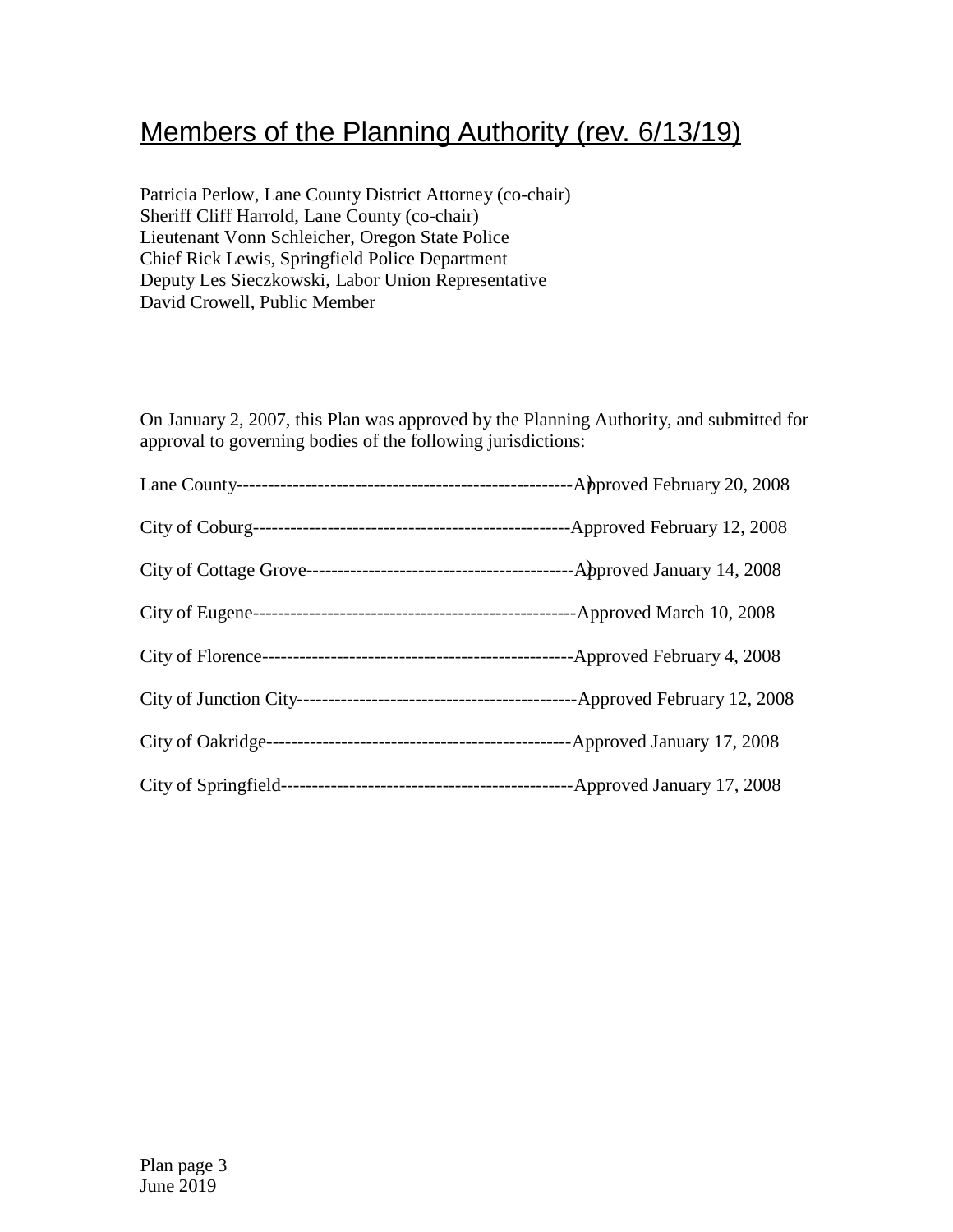# Members of the Planning Authority (rev. 6/13/19)

Patricia Perlow, Lane County District Attorney (co-chair)
Sheriff Cliff Harrold, Lane County (co-chair)
Lieutenant Vonn Schleicher, Oregon State Police
Chief Rick Lewis, Springfield Police Department
Deputy Les Sieczkowski, Labor Union Representative
David Crowell, Public Member

On January 2, 2007, this Plan was approved by the Planning Authority, and submitted for approval to governing bodies of the following jurisdictions:

Lane County------------------------------------------------------Approved February 20, 2008

City of Coburg---------------------------------------------------Approved February 12, 2008

City of Cottage Grove-------------------------------------------Approved January 14, 2008

City of Eugene---------------------------------------------------Approved March 10, 2008

City of Florence-------------------------------------------------Approved February 4, 2008

City of Junction City--------------------------------------------Approved February 12, 2008

City of Oakridge------------------------------------------------Approved January 17, 2008

City of Springfield----------------------------------------------Approved January 17, 2008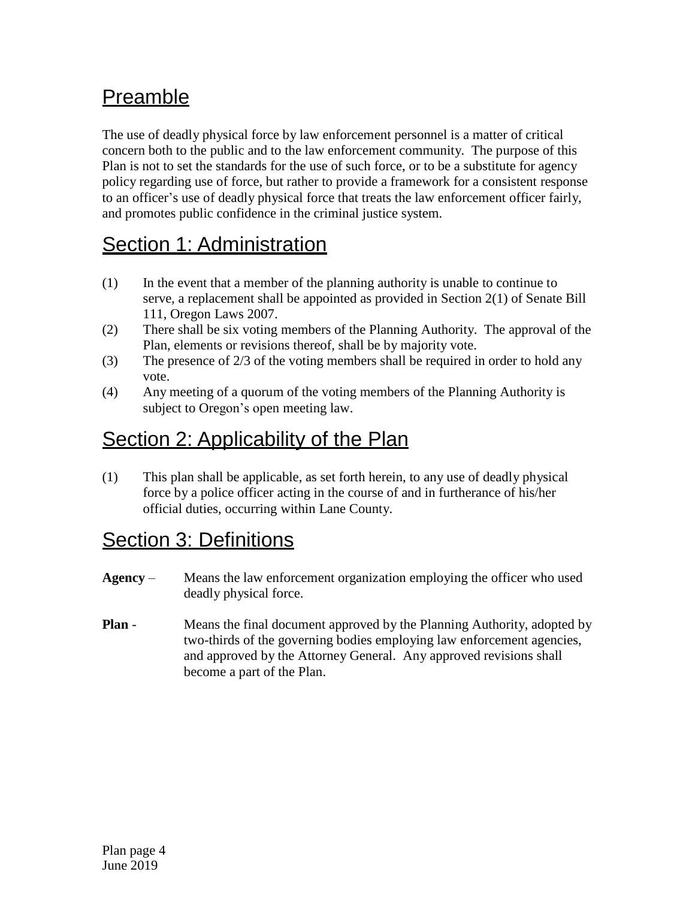## Preamble

The use of deadly physical force by law enforcement personnel is a matter of critical concern both to the public and to the law enforcement community. The purpose of this Plan is not to set the standards for the use of such force, or to be a substitute for agency policy regarding use of force, but rather to provide a framework for a consistent response to an officer's use of deadly physical force that treats the law enforcement officer fairly, and promotes public confidence in the criminal justice system.

## Section 1: Administration

(1) In the event that a member of the planning authority is unable to continue to serve, a replacement shall be appointed as provided in Section 2(1) of Senate Bill 111, Oregon Laws 2007.

(2) There shall be six voting members of the Planning Authority. The approval of the Plan, elements or revisions thereof, shall be by majority vote.

(3) The presence of 2/3 of the voting members shall be required in order to hold any vote.

(4) Any meeting of a quorum of the voting members of the Planning Authority is subject to Oregon's open meeting law.

## Section 2: Applicability of the Plan

(1) This plan shall be applicable, as set forth herein, to any use of deadly physical force by a police officer acting in the course of and in furtherance of his/her official duties, occurring within Lane County.

## Section 3: Definitions

**Agency** – Means the law enforcement organization employing the officer who used deadly physical force.

**Plan** - Means the final document approved by the Planning Authority, adopted by two-thirds of the governing bodies employing law enforcement agencies, and approved by the Attorney General. Any approved revisions shall become a part of the Plan.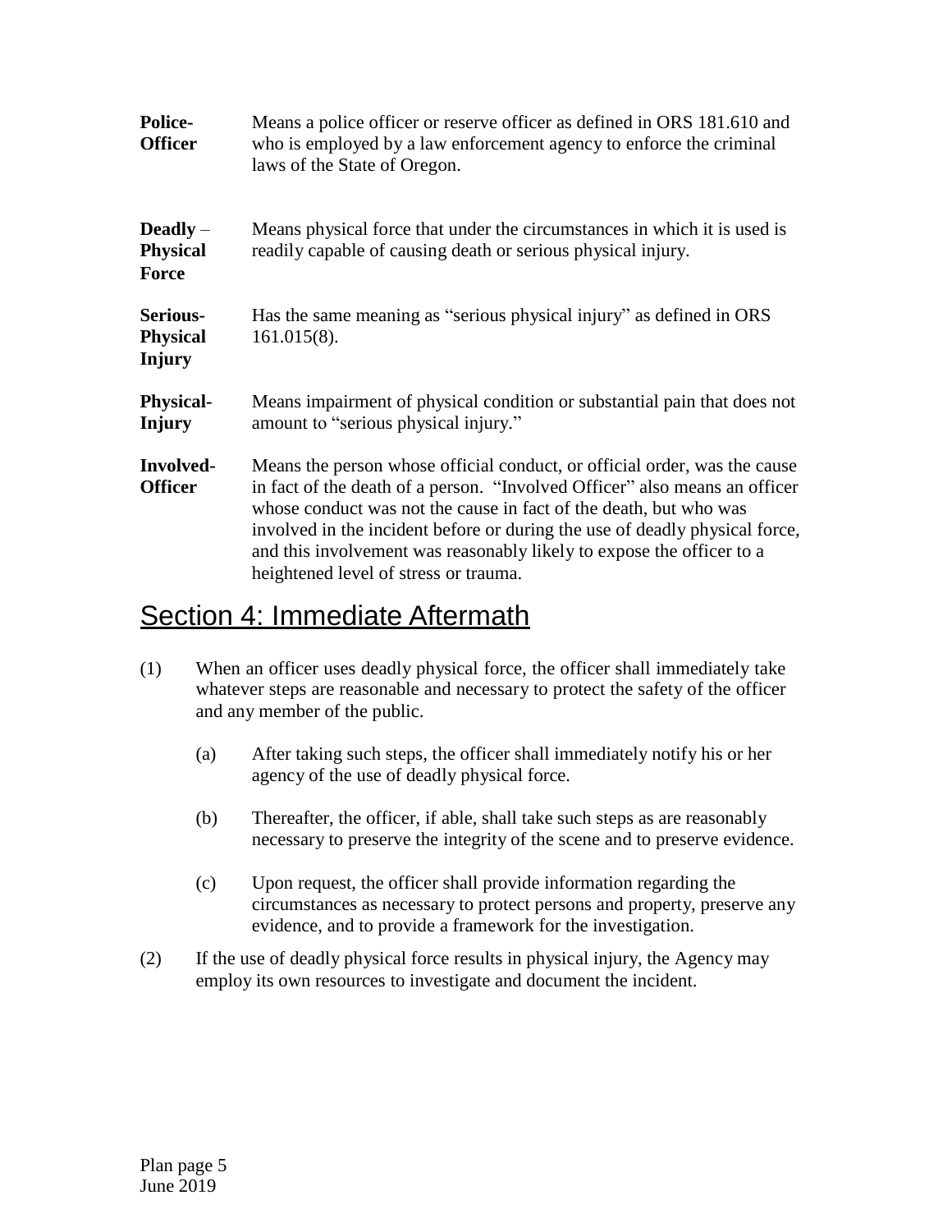**Police-Officer** Means a police officer or reserve officer as defined in ORS 181.610 and who is employed by a law enforcement agency to enforce the criminal laws of the State of Oregon.

**Deadly – Physical Force** Means physical force that under the circumstances in which it is used is readily capable of causing death or serious physical injury.

**Serious-Physical Injury** Has the same meaning as "serious physical injury" as defined in ORS 161.015(8).

**Physical-Injury** Means impairment of physical condition or substantial pain that does not amount to "serious physical injury."

**Involved-Officer** Means the person whose official conduct, or official order, was the cause in fact of the death of a person. "Involved Officer" also means an officer whose conduct was not the cause in fact of the death, but who was involved in the incident before or during the use of deadly physical force, and this involvement was reasonably likely to expose the officer to a heightened level of stress or trauma.

## Section 4: Immediate Aftermath

(1) When an officer uses deadly physical force, the officer shall immediately take whatever steps are reasonable and necessary to protect the safety of the officer and any member of the public.

   (a) After taking such steps, the officer shall immediately notify his or her agency of the use of deadly physical force.

   (b) Thereafter, the officer, if able, shall take such steps as are reasonably necessary to preserve the integrity of the scene and to preserve evidence.

   (c) Upon request, the officer shall provide information regarding the circumstances as necessary to protect persons and property, preserve any evidence, and to provide a framework for the investigation.

(2) If the use of deadly physical force results in physical injury, the Agency may employ its own resources to investigate and document the incident.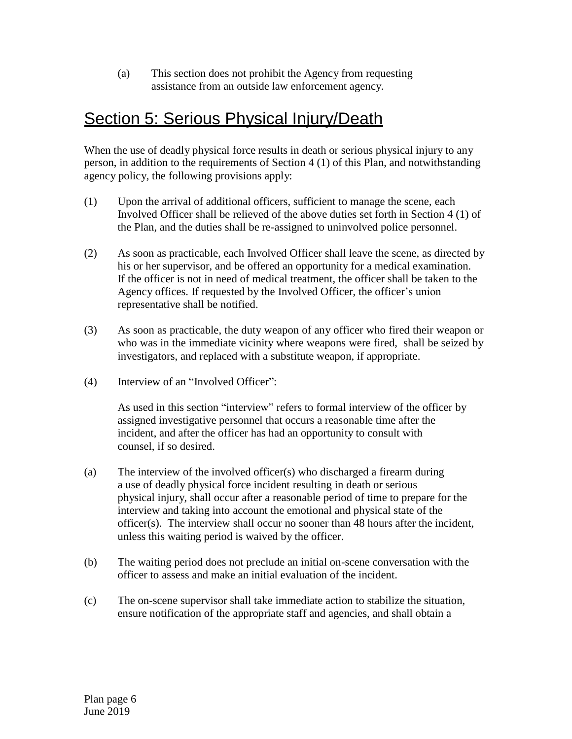(a) This section does not prohibit the Agency from requesting assistance from an outside law enforcement agency.

## Section 5: Serious Physical Injury/Death

When the use of deadly physical force results in death or serious physical injury to any person, in addition to the requirements of Section 4 (1) of this Plan, and notwithstanding agency policy, the following provisions apply:

(1) Upon the arrival of additional officers, sufficient to manage the scene, each Involved Officer shall be relieved of the above duties set forth in Section 4 (1) of the Plan, and the duties shall be re-assigned to uninvolved police personnel.

(2) As soon as practicable, each Involved Officer shall leave the scene, as directed by his or her supervisor, and be offered an opportunity for a medical examination. If the officer is not in need of medical treatment, the officer shall be taken to the Agency offices. If requested by the Involved Officer, the officer's union representative shall be notified.

(3) As soon as practicable, the duty weapon of any officer who fired their weapon or who was in the immediate vicinity where weapons were fired, shall be seized by investigators, and replaced with a substitute weapon, if appropriate.

(4) Interview of an "Involved Officer":

As used in this section "interview" refers to formal interview of the officer by assigned investigative personnel that occurs a reasonable time after the incident, and after the officer has had an opportunity to consult with counsel, if so desired.

(a) The interview of the involved officer(s) who discharged a firearm during a use of deadly physical force incident resulting in death or serious physical injury, shall occur after a reasonable period of time to prepare for the interview and taking into account the emotional and physical state of the officer(s). The interview shall occur no sooner than 48 hours after the incident, unless this waiting period is waived by the officer.

(b) The waiting period does not preclude an initial on-scene conversation with the officer to assess and make an initial evaluation of the incident.

(c) The on-scene supervisor shall take immediate action to stabilize the situation, ensure notification of the appropriate staff and agencies, and shall obtain a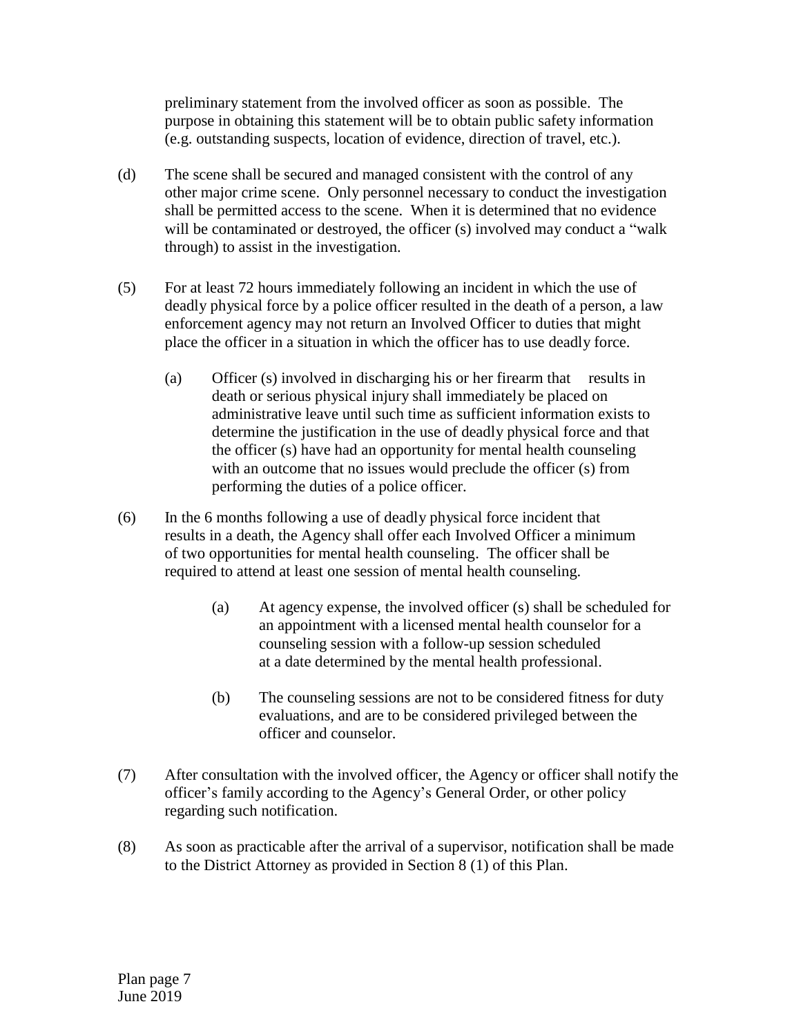preliminary statement from the involved officer as soon as possible. The purpose in obtaining this statement will be to obtain public safety information (e.g. outstanding suspects, location of evidence, direction of travel, etc.).

(d) The scene shall be secured and managed consistent with the control of any other major crime scene. Only personnel necessary to conduct the investigation shall be permitted access to the scene. When it is determined that no evidence will be contaminated or destroyed, the officer (s) involved may conduct a "walk through) to assist in the investigation.

(5) For at least 72 hours immediately following an incident in which the use of deadly physical force by a police officer resulted in the death of a person, a law enforcement agency may not return an Involved Officer to duties that might place the officer in a situation in which the officer has to use deadly force.

(a) Officer (s) involved in discharging his or her firearm that results in death or serious physical injury shall immediately be placed on administrative leave until such time as sufficient information exists to determine the justification in the use of deadly physical force and that the officer (s) have had an opportunity for mental health counseling with an outcome that no issues would preclude the officer (s) from performing the duties of a police officer.

(6) In the 6 months following a use of deadly physical force incident that results in a death, the Agency shall offer each Involved Officer a minimum of two opportunities for mental health counseling. The officer shall be required to attend at least one session of mental health counseling.

(a) At agency expense, the involved officer (s) shall be scheduled for an appointment with a licensed mental health counselor for a counseling session with a follow-up session scheduled at a date determined by the mental health professional.

(b) The counseling sessions are not to be considered fitness for duty evaluations, and are to be considered privileged between the officer and counselor.

(7) After consultation with the involved officer, the Agency or officer shall notify the officer's family according to the Agency's General Order, or other policy regarding such notification.

(8) As soon as practicable after the arrival of a supervisor, notification shall be made to the District Attorney as provided in Section 8 (1) of this Plan.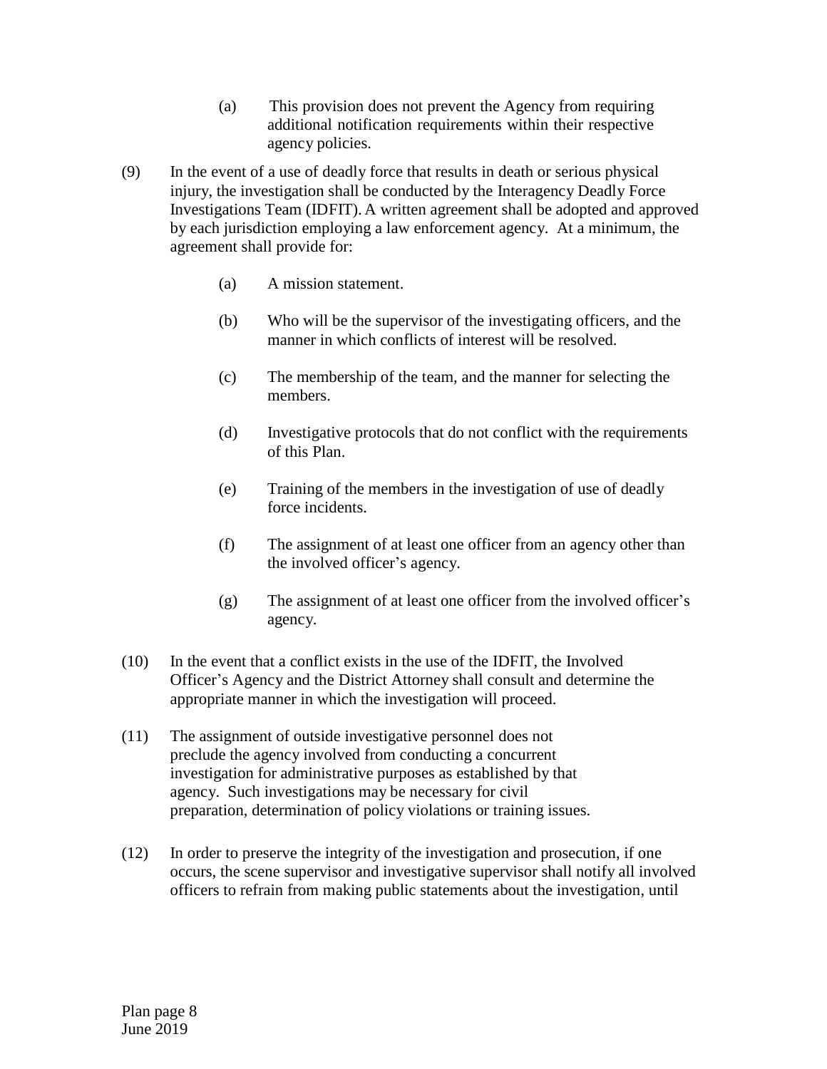(a) This provision does not prevent the Agency from requiring additional notification requirements within their respective agency policies.

(9) In the event of a use of deadly force that results in death or serious physical injury, the investigation shall be conducted by the Interagency Deadly Force Investigations Team (IDFIT). A written agreement shall be adopted and approved by each jurisdiction employing a law enforcement agency. At a minimum, the agreement shall provide for:

(a) A mission statement.

(b) Who will be the supervisor of the investigating officers, and the manner in which conflicts of interest will be resolved.

(c) The membership of the team, and the manner for selecting the members.

(d) Investigative protocols that do not conflict with the requirements of this Plan.

(e) Training of the members in the investigation of use of deadly force incidents.

(f) The assignment of at least one officer from an agency other than the involved officer's agency.

(g) The assignment of at least one officer from the involved officer's agency.

(10) In the event that a conflict exists in the use of the IDFIT, the Involved Officer's Agency and the District Attorney shall consult and determine the appropriate manner in which the investigation will proceed.

(11) The assignment of outside investigative personnel does not preclude the agency involved from conducting a concurrent investigation for administrative purposes as established by that agency. Such investigations may be necessary for civil preparation, determination of policy violations or training issues.

(12) In order to preserve the integrity of the investigation and prosecution, if one occurs, the scene supervisor and investigative supervisor shall notify all involved officers to refrain from making public statements about the investigation, until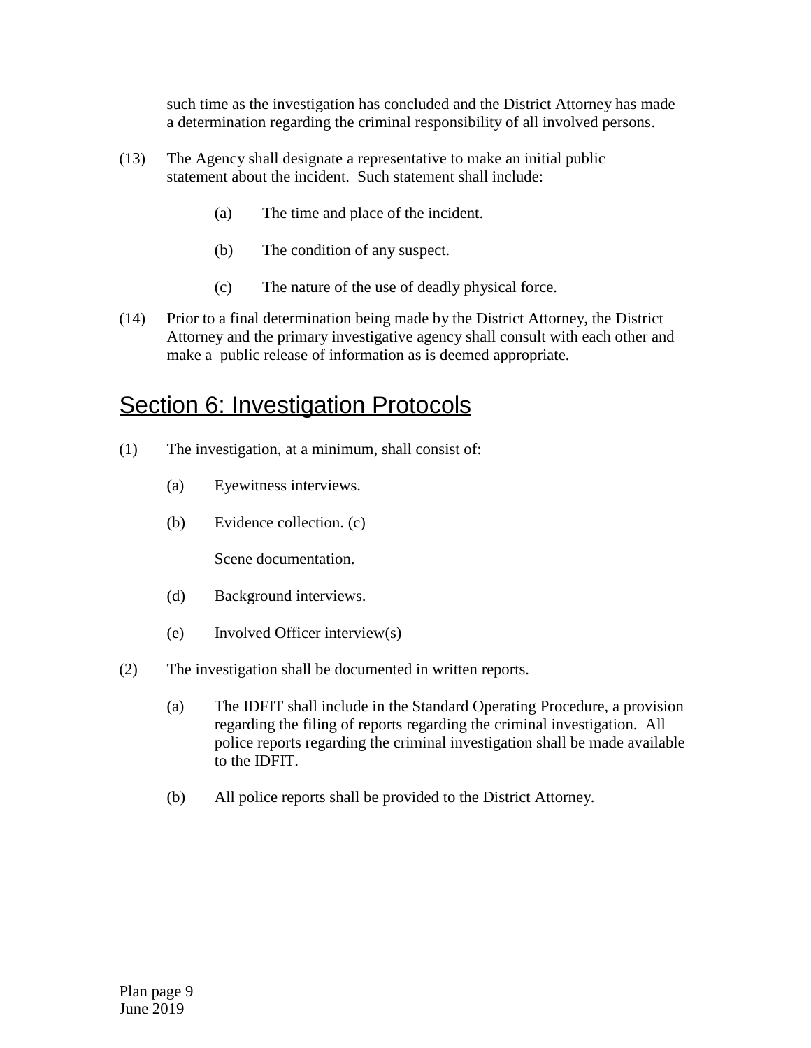such time as the investigation has concluded and the District Attorney has made a determination regarding the criminal responsibility of all involved persons.

(13) The Agency shall designate a representative to make an initial public statement about the incident. Such statement shall include:

(a) The time and place of the incident.

(b) The condition of any suspect.

(c) The nature of the use of deadly physical force.

(14) Prior to a final determination being made by the District Attorney, the District Attorney and the primary investigative agency shall consult with each other and make a public release of information as is deemed appropriate.

## Section 6: Investigation Protocols

(1) The investigation, at a minimum, shall consist of:

(a) Eyewitness interviews.

(b) Evidence collection.

(c) Scene documentation.

(d) Background interviews.

(e) Involved Officer interview(s)

(2) The investigation shall be documented in written reports.

(a) The IDFIT shall include in the Standard Operating Procedure, a provision regarding the filing of reports regarding the criminal investigation. All police reports regarding the criminal investigation shall be made available to the IDFIT.

(b) All police reports shall be provided to the District Attorney.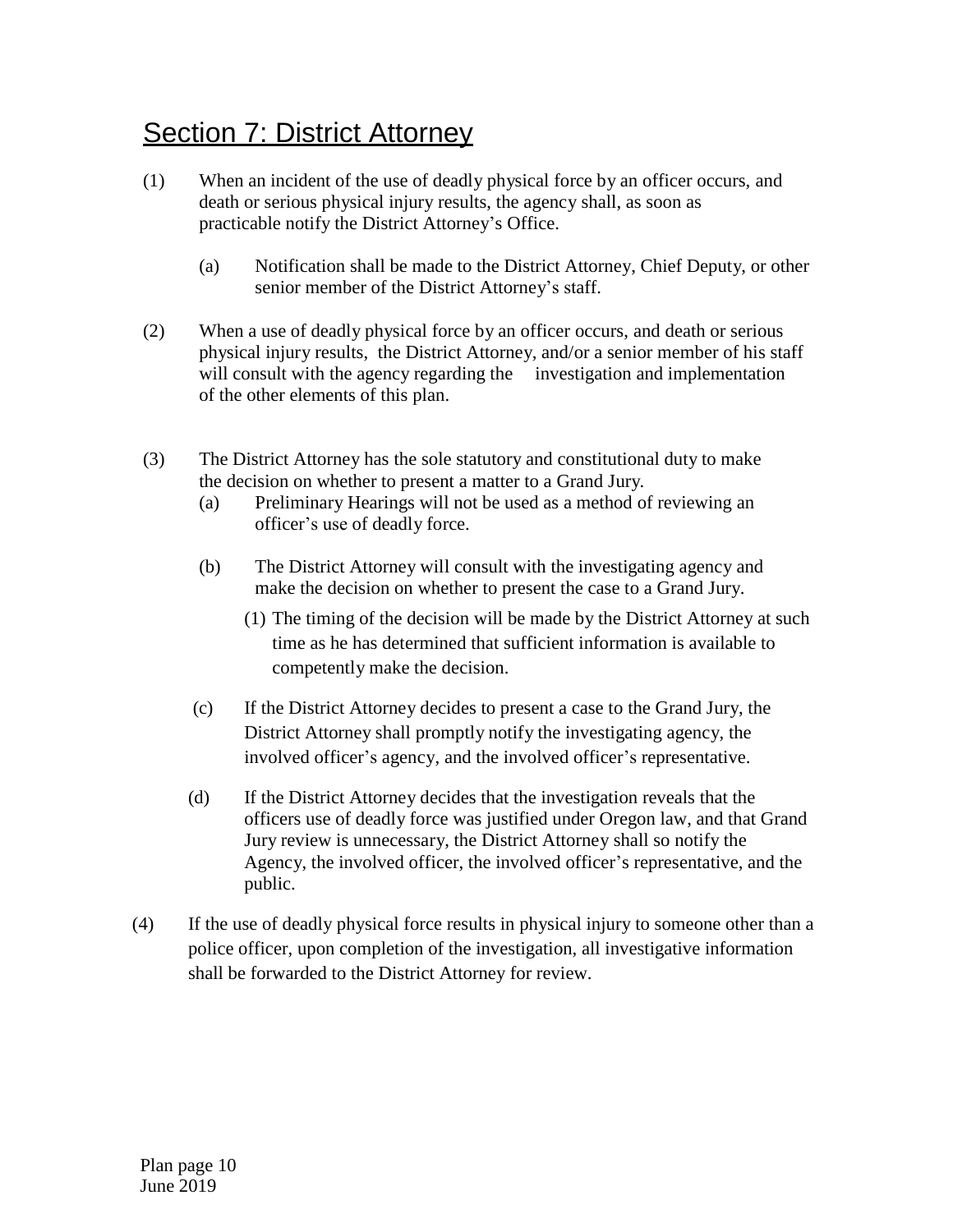# Section 7: District Attorney

(1) When an incident of the use of deadly physical force by an officer occurs, and death or serious physical injury results, the agency shall, as soon as practicable notify the District Attorney's Office.

   (a) Notification shall be made to the District Attorney, Chief Deputy, or other senior member of the District Attorney's staff.

(2) When a use of deadly physical force by an officer occurs, and death or serious physical injury results, the District Attorney, and/or a senior member of his staff will consult with the agency regarding the investigation and implementation of the other elements of this plan.

(3) The District Attorney has the sole statutory and constitutional duty to make the decision on whether to present a matter to a Grand Jury.

   (a) Preliminary Hearings will not be used as a method of reviewing an officer's use of deadly force.

   (b) The District Attorney will consult with the investigating agency and make the decision on whether to present the case to a Grand Jury.

      (1) The timing of the decision will be made by the District Attorney at such time as he has determined that sufficient information is available to competently make the decision.

   (c) If the District Attorney decides to present a case to the Grand Jury, the District Attorney shall promptly notify the investigating agency, the involved officer's agency, and the involved officer's representative.

   (d) If the District Attorney decides that the investigation reveals that the officers use of deadly force was justified under Oregon law, and that Grand Jury review is unnecessary, the District Attorney shall so notify the Agency, the involved officer, the involved officer's representative, and the public.

(4) If the use of deadly physical force results in physical injury to someone other than a police officer, upon completion of the investigation, all investigative information shall be forwarded to the District Attorney for review.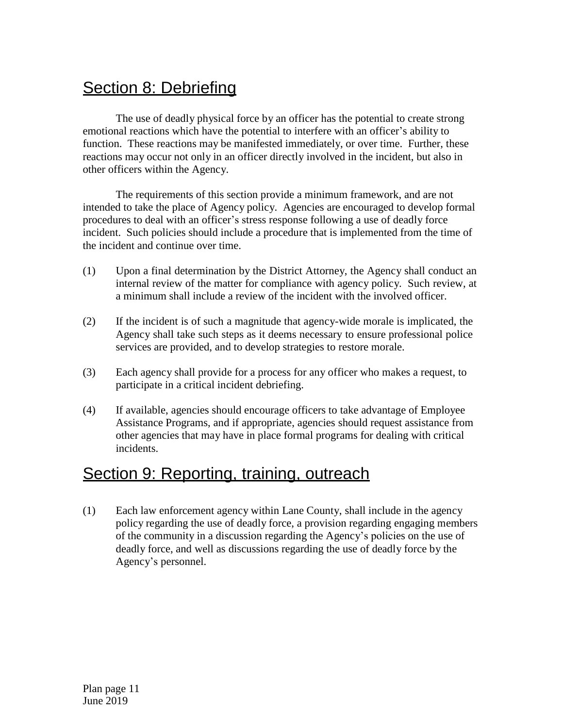## Section 8: Debriefing

The use of deadly physical force by an officer has the potential to create strong emotional reactions which have the potential to interfere with an officer's ability to function. These reactions may be manifested immediately, or over time. Further, these reactions may occur not only in an officer directly involved in the incident, but also in other officers within the Agency.

The requirements of this section provide a minimum framework, and are not intended to take the place of Agency policy. Agencies are encouraged to develop formal procedures to deal with an officer's stress response following a use of deadly force incident. Such policies should include a procedure that is implemented from the time of the incident and continue over time.

(1) Upon a final determination by the District Attorney, the Agency shall conduct an internal review of the matter for compliance with agency policy. Such review, at a minimum shall include a review of the incident with the involved officer.

(2) If the incident is of such a magnitude that agency-wide morale is implicated, the Agency shall take such steps as it deems necessary to ensure professional police services are provided, and to develop strategies to restore morale.

(3) Each agency shall provide for a process for any officer who makes a request, to participate in a critical incident debriefing.

(4) If available, agencies should encourage officers to take advantage of Employee Assistance Programs, and if appropriate, agencies should request assistance from other agencies that may have in place formal programs for dealing with critical incidents.

## Section 9: Reporting, training, outreach

(1) Each law enforcement agency within Lane County, shall include in the agency policy regarding the use of deadly force, a provision regarding engaging members of the community in a discussion regarding the Agency's policies on the use of deadly force, and well as discussions regarding the use of deadly force by the Agency's personnel.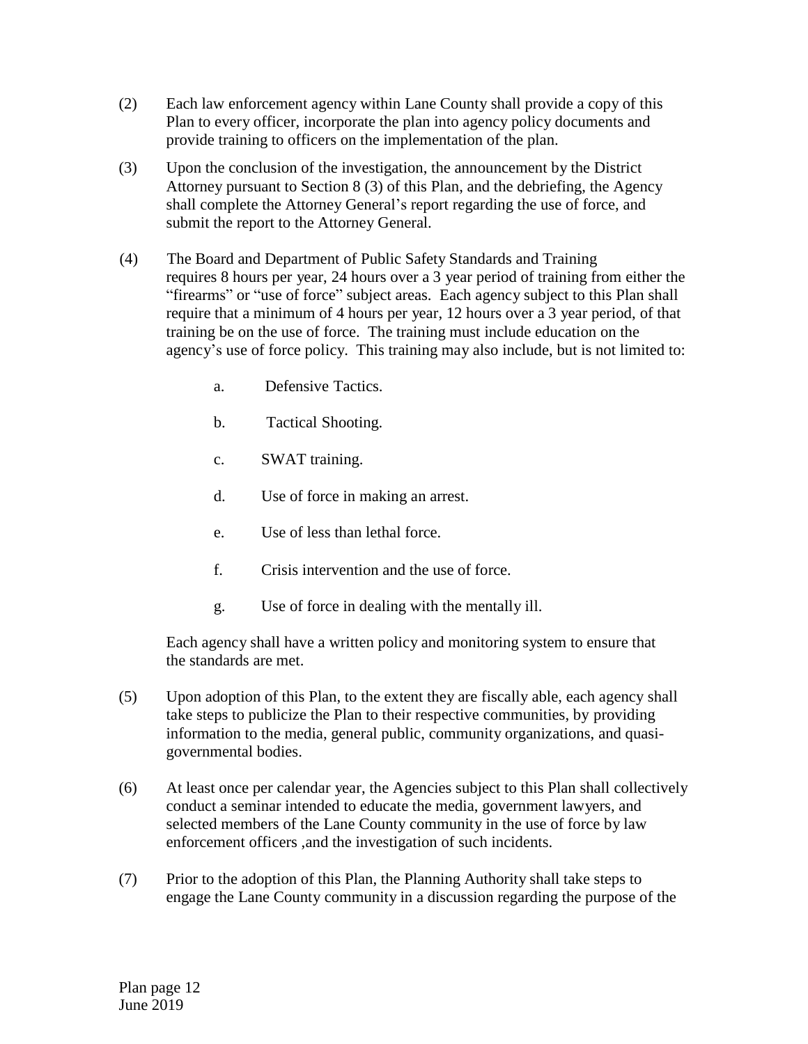(2) Each law enforcement agency within Lane County shall provide a copy of this Plan to every officer, incorporate the plan into agency policy documents and provide training to officers on the implementation of the plan.

(3) Upon the conclusion of the investigation, the announcement by the District Attorney pursuant to Section 8 (3) of this Plan, and the debriefing, the Agency shall complete the Attorney General's report regarding the use of force, and submit the report to the Attorney General.

(4) The Board and Department of Public Safety Standards and Training requires 8 hours per year, 24 hours over a 3 year period of training from either the "firearms" or "use of force" subject areas. Each agency subject to this Plan shall require that a minimum of 4 hours per year, 12 hours over a 3 year period, of that training be on the use of force. The training must include education on the agency's use of force policy. This training may also include, but is not limited to:

   a. Defensive Tactics.

   b. Tactical Shooting.

   c. SWAT training.

   d. Use of force in making an arrest.

   e. Use of less than lethal force.

   f. Crisis intervention and the use of force.

   g. Use of force in dealing with the mentally ill.

   Each agency shall have a written policy and monitoring system to ensure that the standards are met.

(5) Upon adoption of this Plan, to the extent they are fiscally able, each agency shall take steps to publicize the Plan to their respective communities, by providing information to the media, general public, community organizations, and quasi-governmental bodies.

(6) At least once per calendar year, the Agencies subject to this Plan shall collectively conduct a seminar intended to educate the media, government lawyers, and selected members of the Lane County community in the use of force by law enforcement officers ,and the investigation of such incidents.

(7) Prior to the adoption of this Plan, the Planning Authority shall take steps to engage the Lane County community in a discussion regarding the purpose of the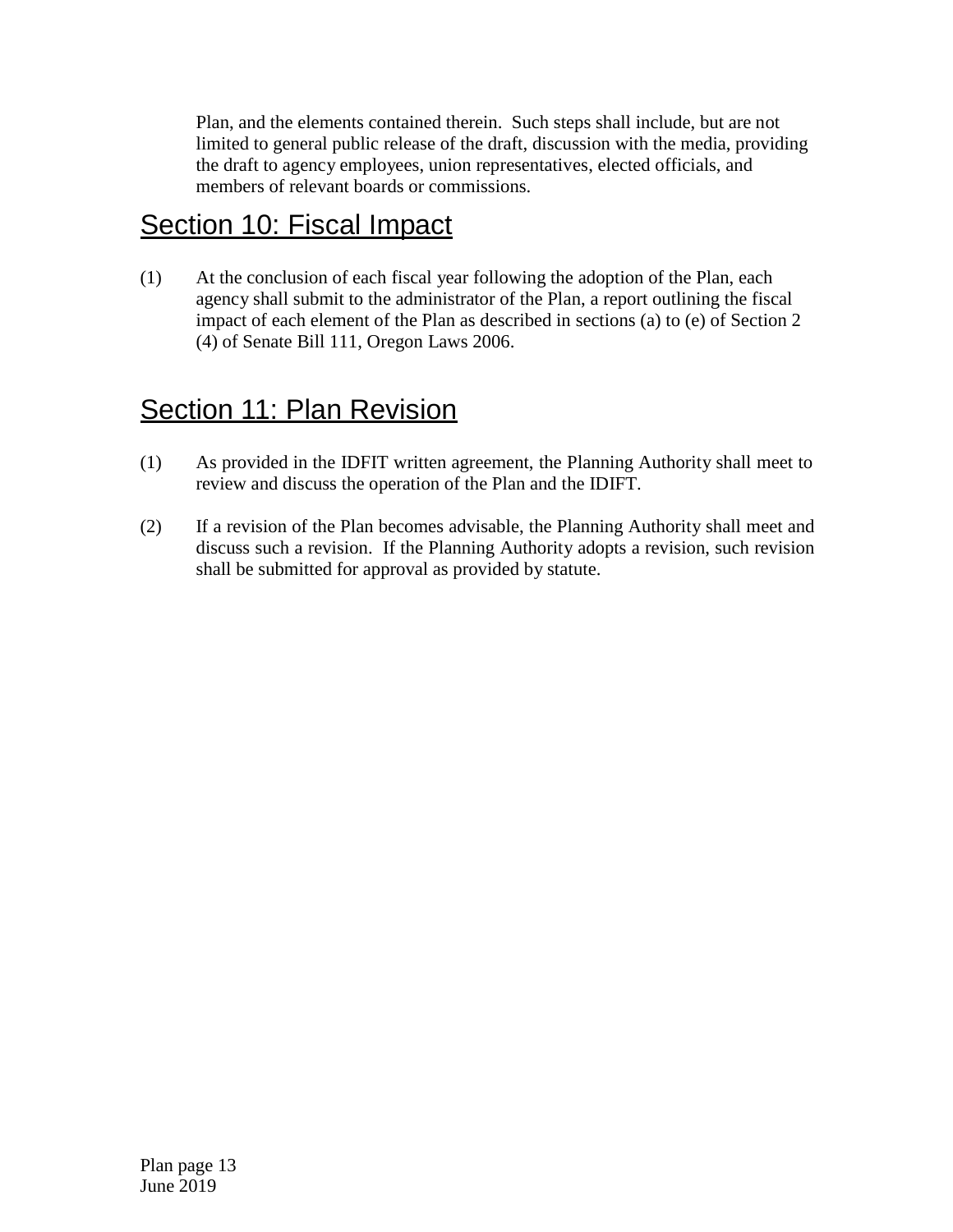Plan, and the elements contained therein. Such steps shall include, but are not limited to general public release of the draft, discussion with the media, providing the draft to agency employees, union representatives, elected officials, and members of relevant boards or commissions.

## Section 10: Fiscal Impact

(1) At the conclusion of each fiscal year following the adoption of the Plan, each agency shall submit to the administrator of the Plan, a report outlining the fiscal impact of each element of the Plan as described in sections (a) to (e) of Section 2 (4) of Senate Bill 111, Oregon Laws 2006.

## Section 11: Plan Revision

(1) As provided in the IDFIT written agreement, the Planning Authority shall meet to review and discuss the operation of the Plan and the IDIFT.

(2) If a revision of the Plan becomes advisable, the Planning Authority shall meet and discuss such a revision. If the Planning Authority adopts a revision, such revision shall be submitted for approval as provided by statute.